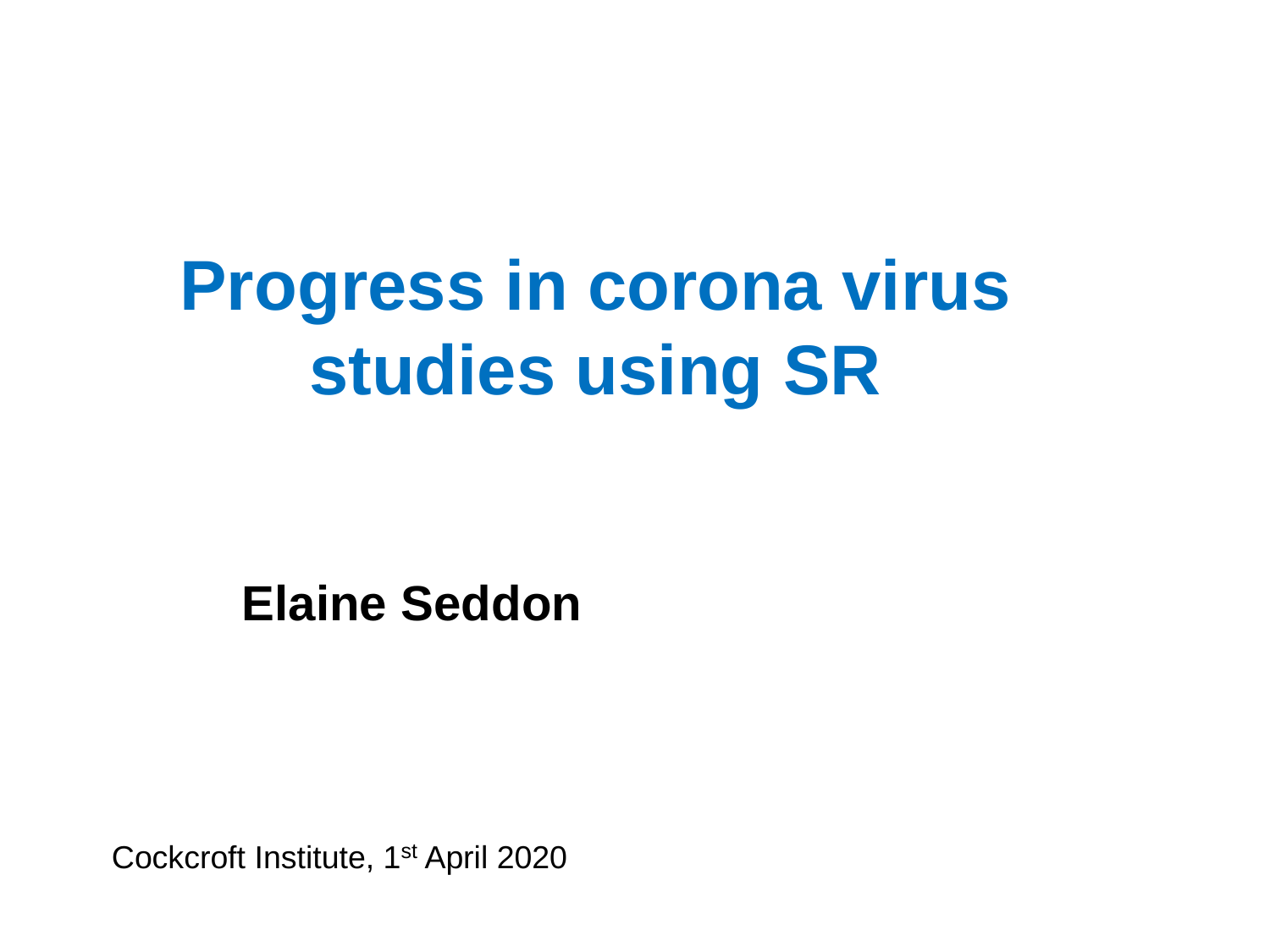# Progress in corona virus studies using SR

**Elaine Seddon**

Cockcroft Institute, 1st April 2020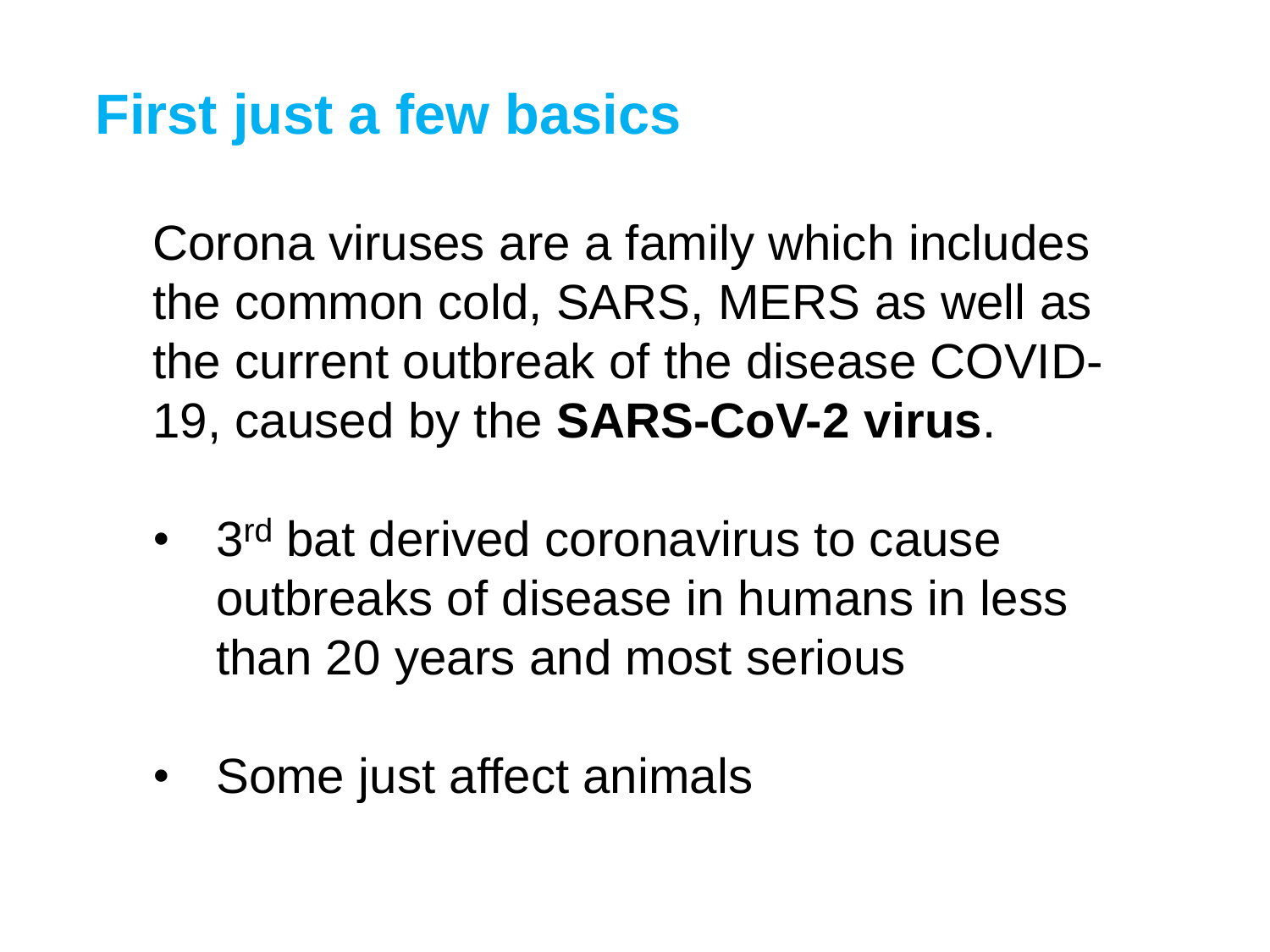# First just a few basics

Corona viruses are a family which includes the common cold, SARS, MERS as well as the current outbreak of the disease COVID-19, caused by the **SARS-CoV-2 virus**.

- 3rd bat derived coronavirus to cause outbreaks of disease in humans in less than 20 years and most serious
- Some just affect animals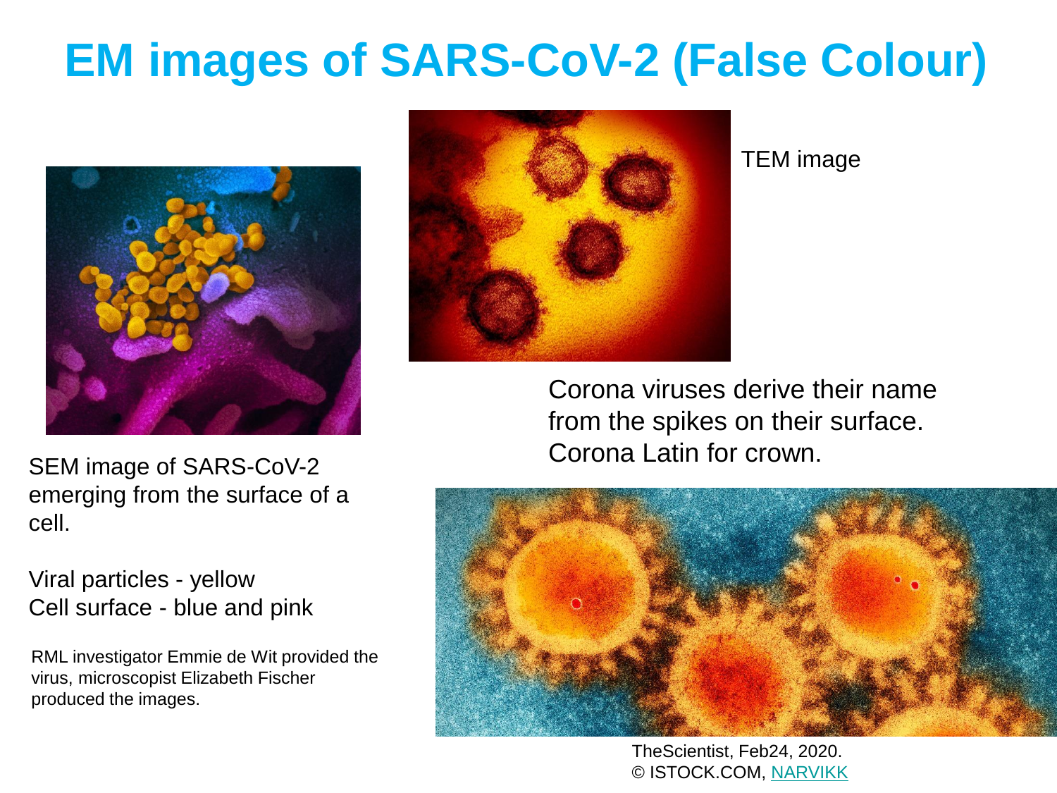# EM images of SARS-CoV-2 (False Colour)

TEM image

Corona viruses derive their name from the spikes on their surface. Corona Latin for crown.

SEM image of SARS-CoV-2 emerging from the surface of a cell.

Viral particles - yellow
Cell surface - blue and pink

RML investigator Emmie de Wit provided the virus, microscopist Elizabeth Fischer produced the images.

TheScientist, Feb24, 2020.
© ISTOCK.COM, NARVIKK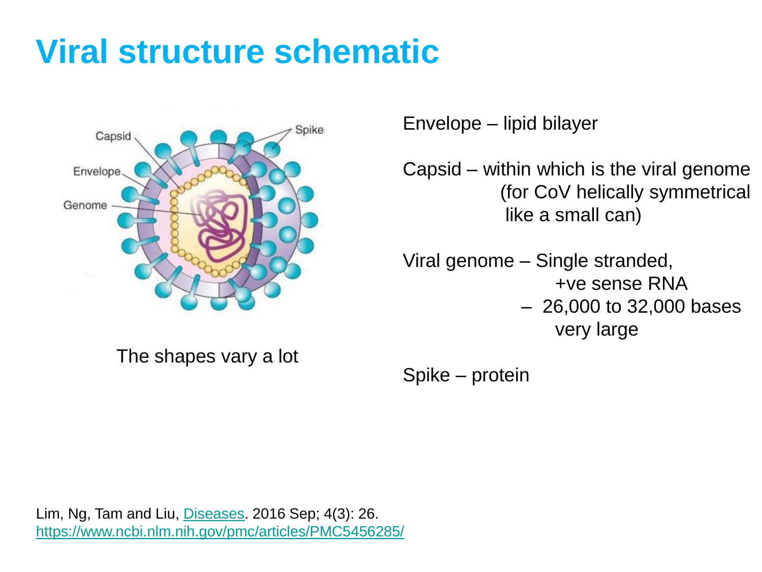# Viral structure schematic

The shapes vary a lot

Envelope – lipid bilayer

Capsid – within which is the viral genome (for CoV helically symmetrical like a small can)

Viral genome – Single stranded, +ve sense RNA
– 26,000 to 32,000 bases very large

Spike – protein

Lim, Ng, Tam and Liu, Diseases. 2016 Sep; 4(3): 26.
https://www.ncbi.nlm.nih.gov/pmc/articles/PMC5456285/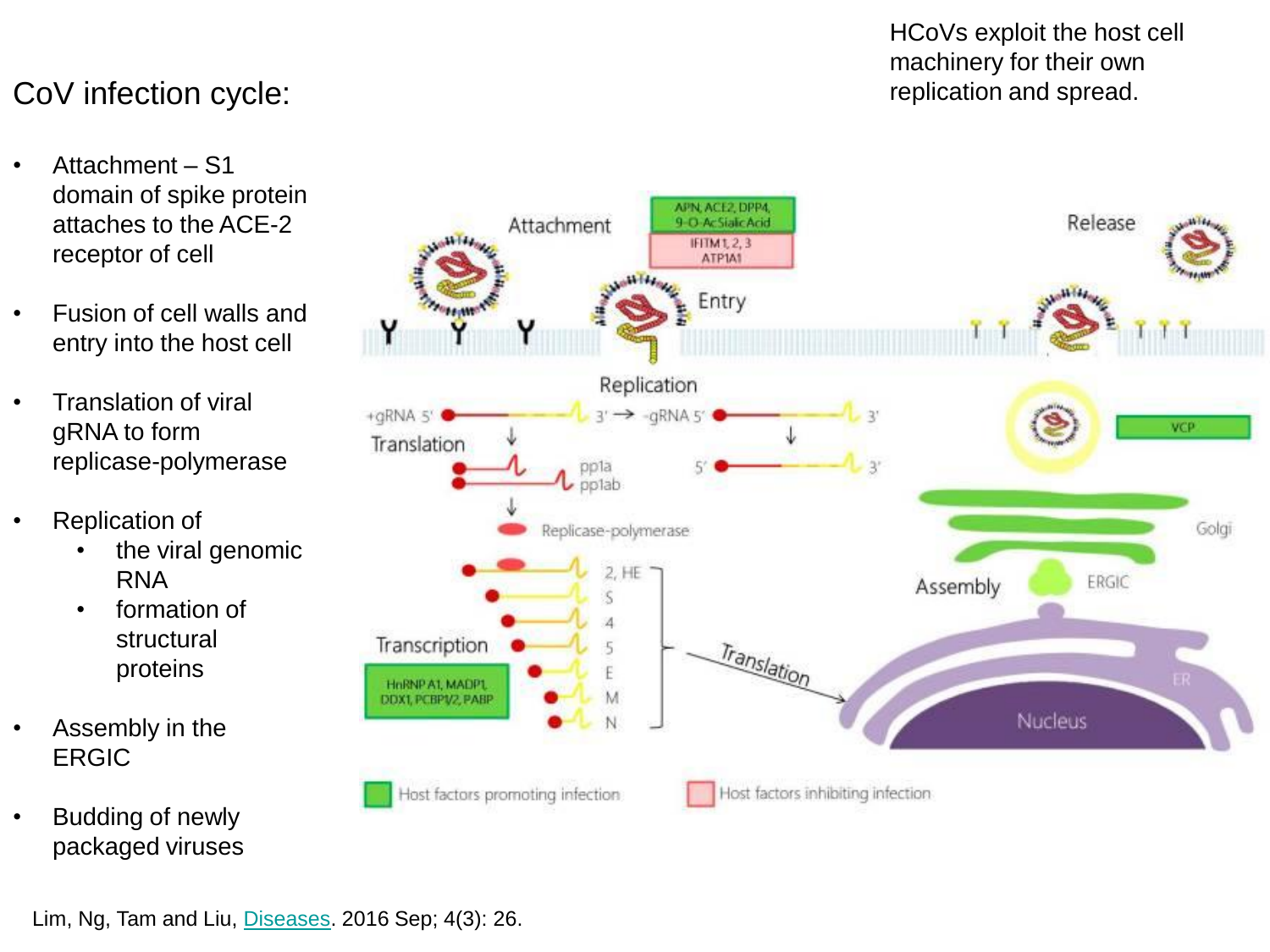# CoV infection cycle:

HCoVs exploit the host cell machinery for their own replication and spread.

- Attachment – S1 domain of spike protein attaches to the ACE-2 receptor of cell
- Fusion of cell walls and entry into the host cell
- Translation of viral gRNA to form replicase-polymerase
- Replication of
  - the viral genomic RNA
  - formation of structural proteins
- Assembly in the ERGIC
- Budding of newly packaged viruses

Lim, Ng, Tam and Liu, Diseases. 2016 Sep; 4(3): 26.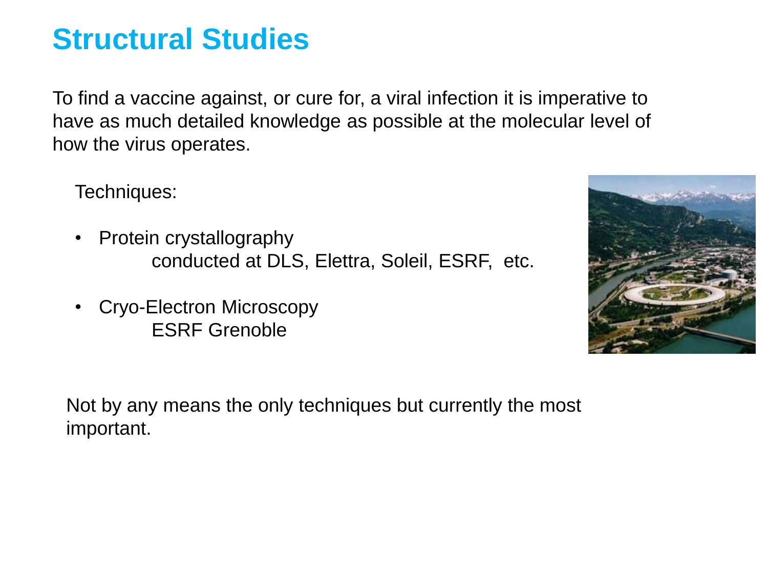# Structural Studies

To find a vaccine against, or cure for, a viral infection it is imperative to have as much detailed knowledge as possible at the molecular level of how the virus operates.

Techniques:

- Protein crystallography
  conducted at DLS, Elettra, Soleil, ESRF, etc.

- Cryo-Electron Microscopy
  ESRF Grenoble

Not by any means the only techniques but currently the most important.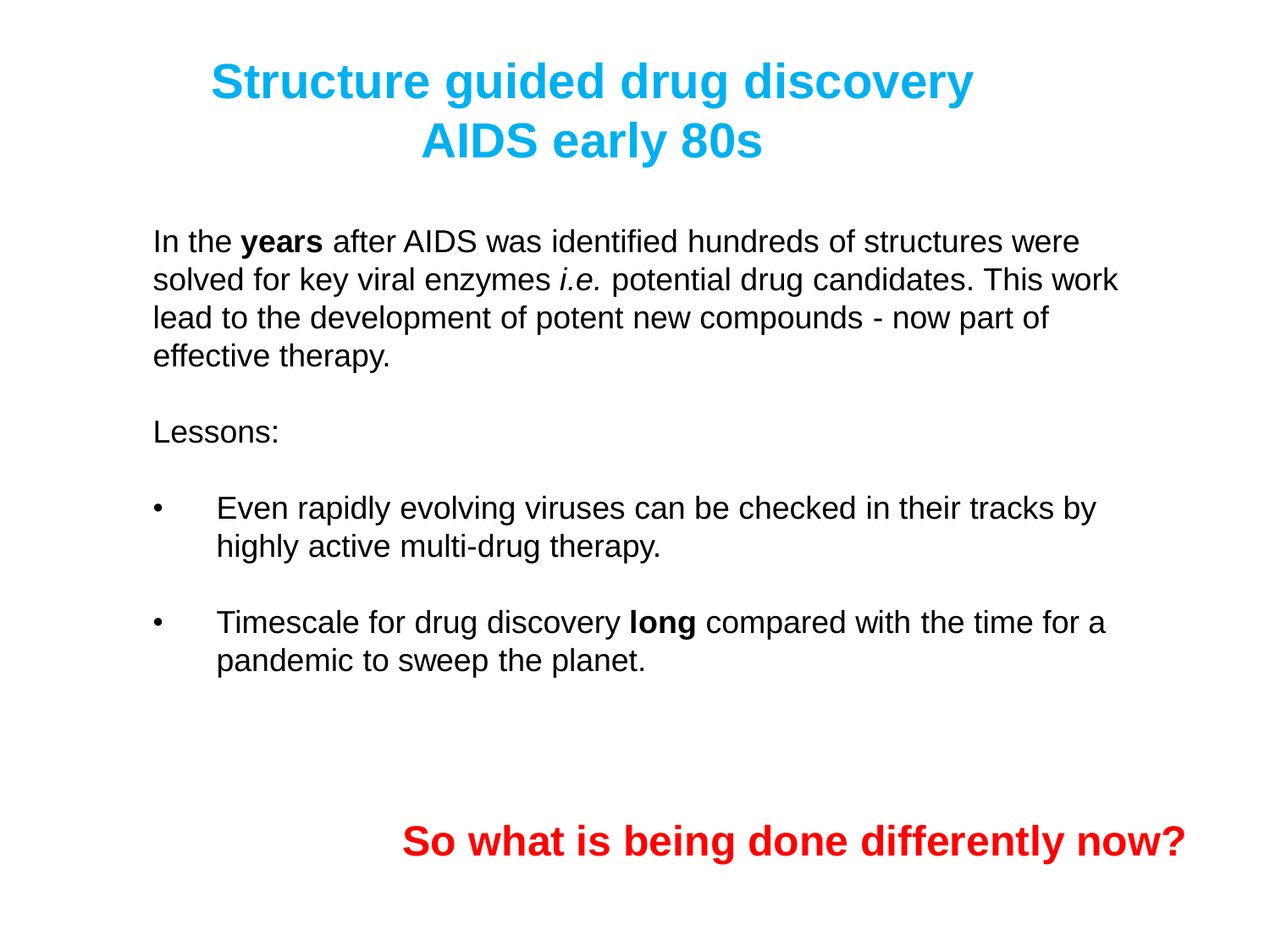# Structure guided drug discovery
# AIDS early 80s

In the **years** after AIDS was identified hundreds of structures were solved for key viral enzymes *i.e.* potential drug candidates. This work lead to the development of potent new compounds - now part of effective therapy.

Lessons:

- Even rapidly evolving viruses can be checked in their tracks by highly active multi-drug therapy.

- Timescale for drug discovery **long** compared with the time for a pandemic to sweep the planet.

**So what is being done differently now?**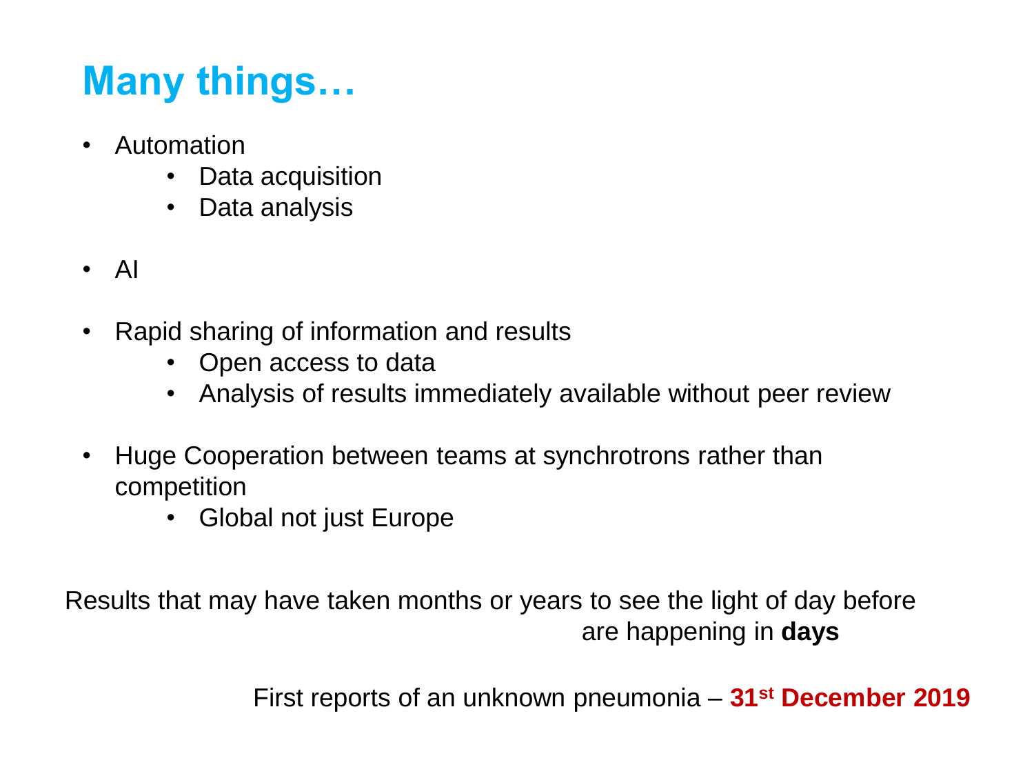# Many things…

- Automation
    - Data acquisition
    - Data analysis

- AI

- Rapid sharing of information and results
    - Open access to data
    - Analysis of results immediately available without peer review

- Huge Cooperation between teams at synchrotrons rather than competition
    - Global not just Europe

Results that may have taken months or years to see the light of day before are happening in **days**

First reports of an unknown pneumonia – **31st December 2019**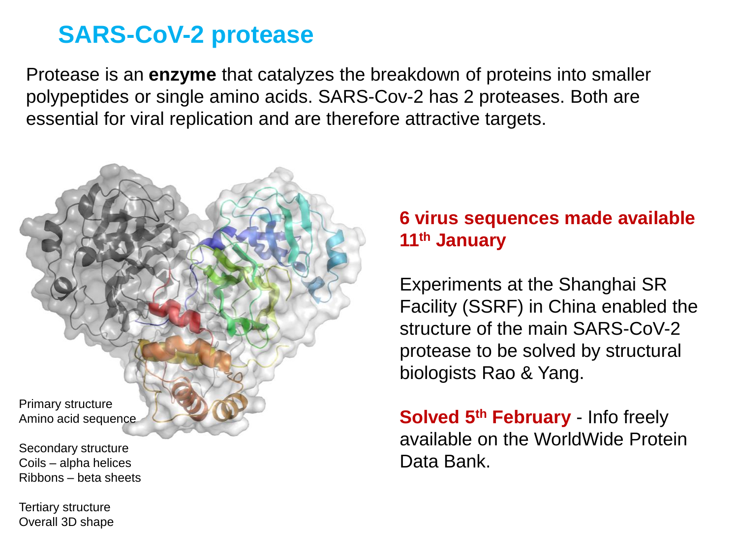# SARS-CoV-2 protease

Protease is an **enzyme** that catalyzes the breakdown of proteins into smaller polypeptides or single amino acids. SARS-Cov-2 has 2 proteases. Both are essential for viral replication and are therefore attractive targets.

Primary structure
Amino acid sequence

Secondary structure
Coils – alpha helices
Ribbons – beta sheets

Tertiary structure
Overall 3D shape

**6 virus sequences made available 11th January**

Experiments at the Shanghai SR Facility (SSRF) in China enabled the structure of the main SARS-CoV-2 protease to be solved by structural biologists Rao & Yang.

**Solved 5th February** - Info freely available on the WorldWide Protein Data Bank.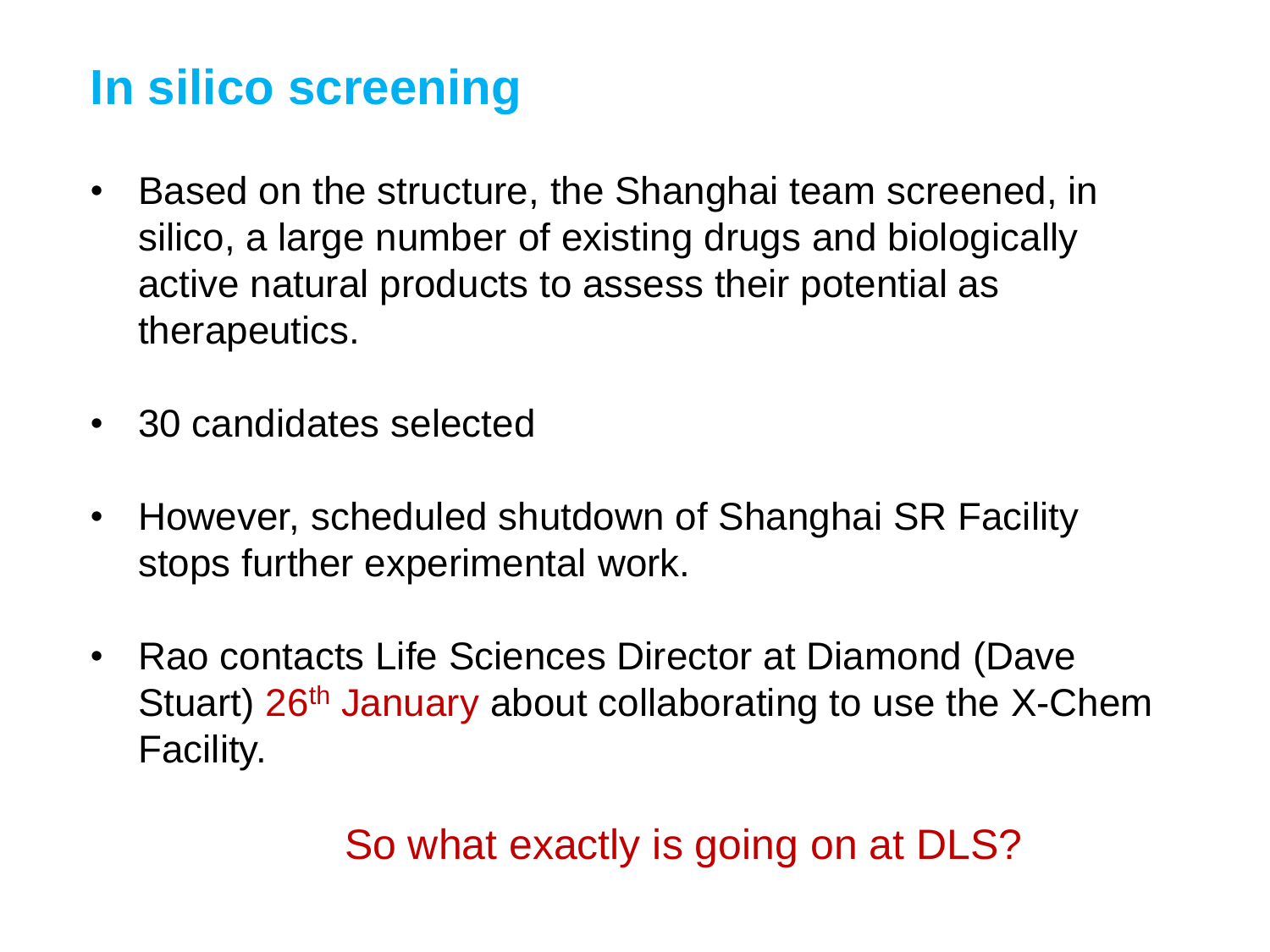# In silico screening

- Based on the structure, the Shanghai team screened, in silico, a large number of existing drugs and biologically active natural products to assess their potential as therapeutics.
- 30 candidates selected
- However, scheduled shutdown of Shanghai SR Facility stops further experimental work.
- Rao contacts Life Sciences Director at Diamond (Dave Stuart) 26th January about collaborating to use the X-Chem Facility.

So what exactly is going on at DLS?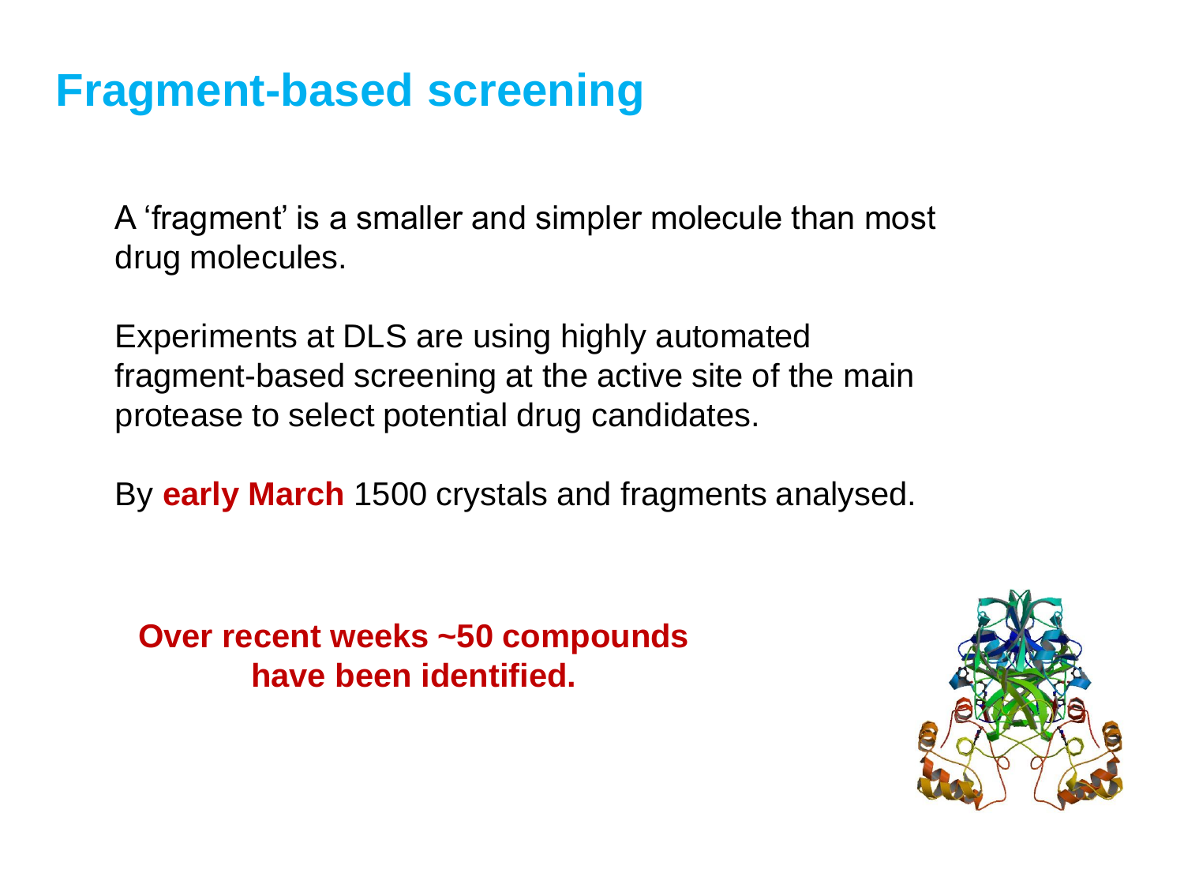# Fragment-based screening

A 'fragment' is a smaller and simpler molecule than most drug molecules.

Experiments at DLS are using highly automated fragment-based screening at the active site of the main protease to select potential drug candidates.

By **early March** 1500 crystals and fragments analysed.

**Over recent weeks ~50 compounds have been identified.**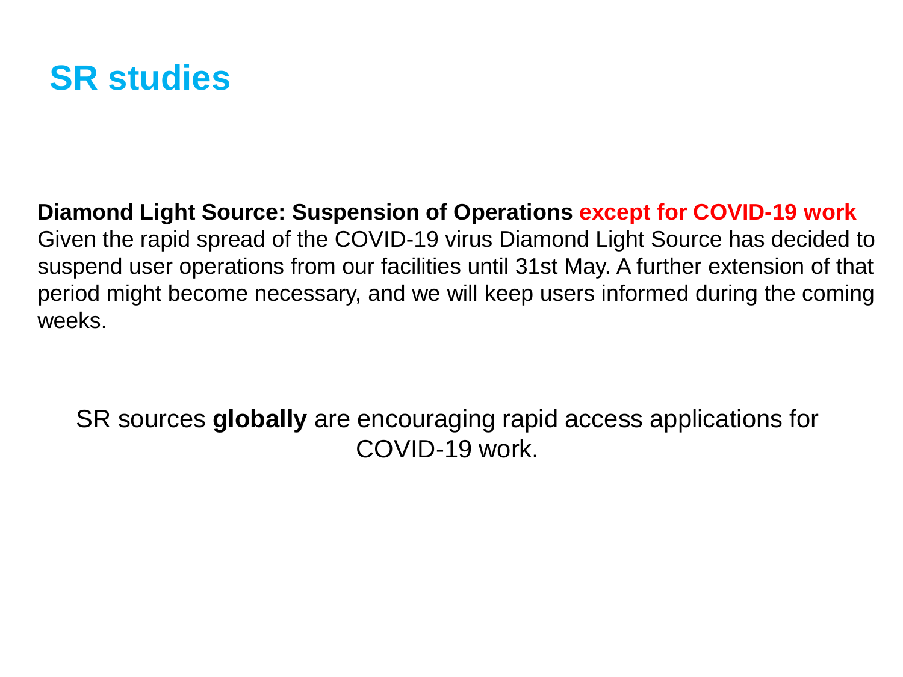# SR studies

**Diamond Light Source: Suspension of Operations except for COVID-19 work**
Given the rapid spread of the COVID-19 virus Diamond Light Source has decided to suspend user operations from our facilities until 31st May. A further extension of that period might become necessary, and we will keep users informed during the coming weeks.

SR sources **globally** are encouraging rapid access applications for COVID-19 work.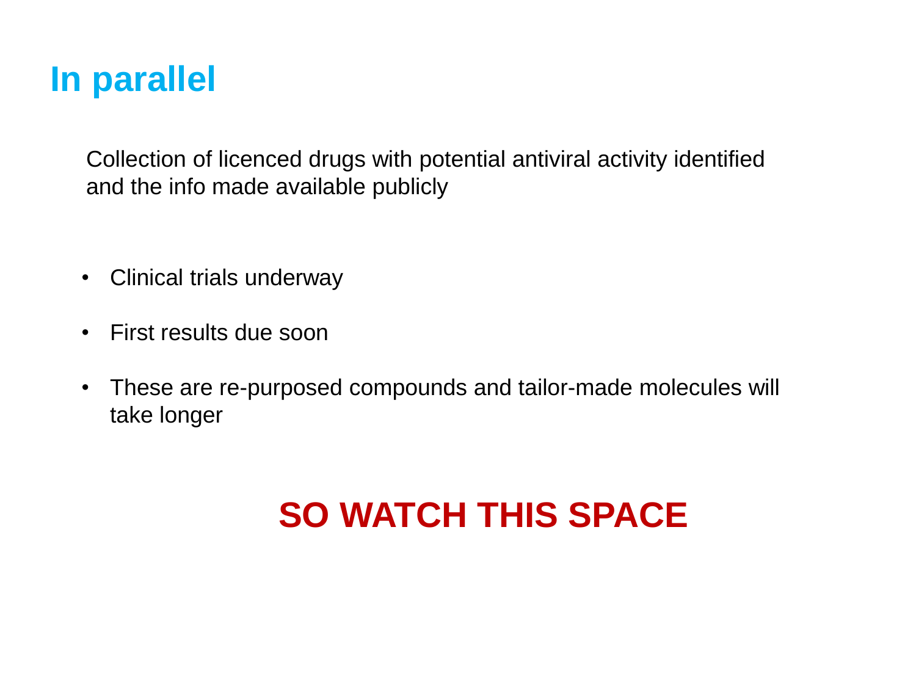# In parallel

Collection of licenced drugs with potential antiviral activity identified and the info made available publicly

- Clinical trials underway
- First results due soon
- These are re-purposed compounds and tailor-made molecules will take longer

**SO WATCH THIS SPACE**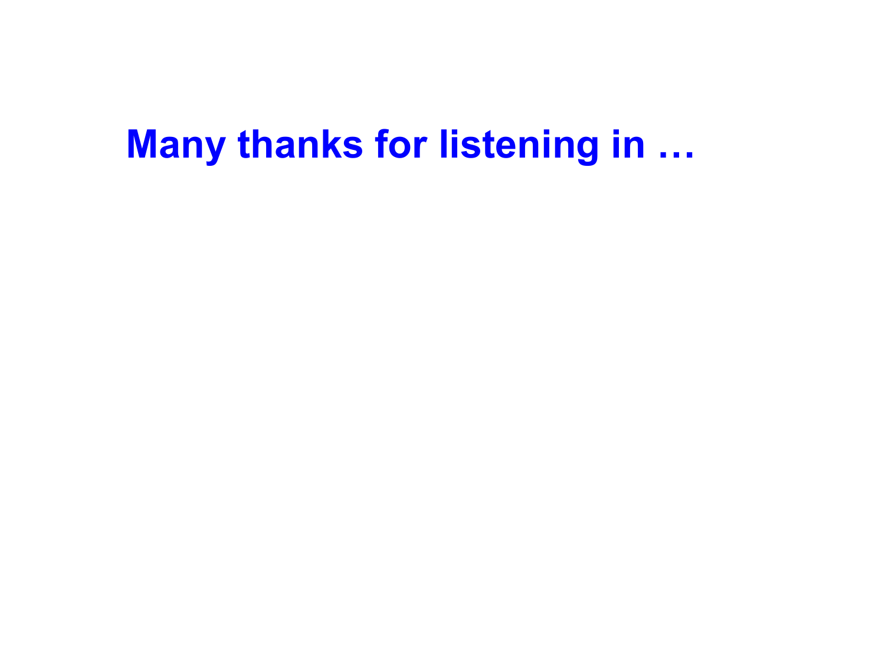# Many thanks for listening in …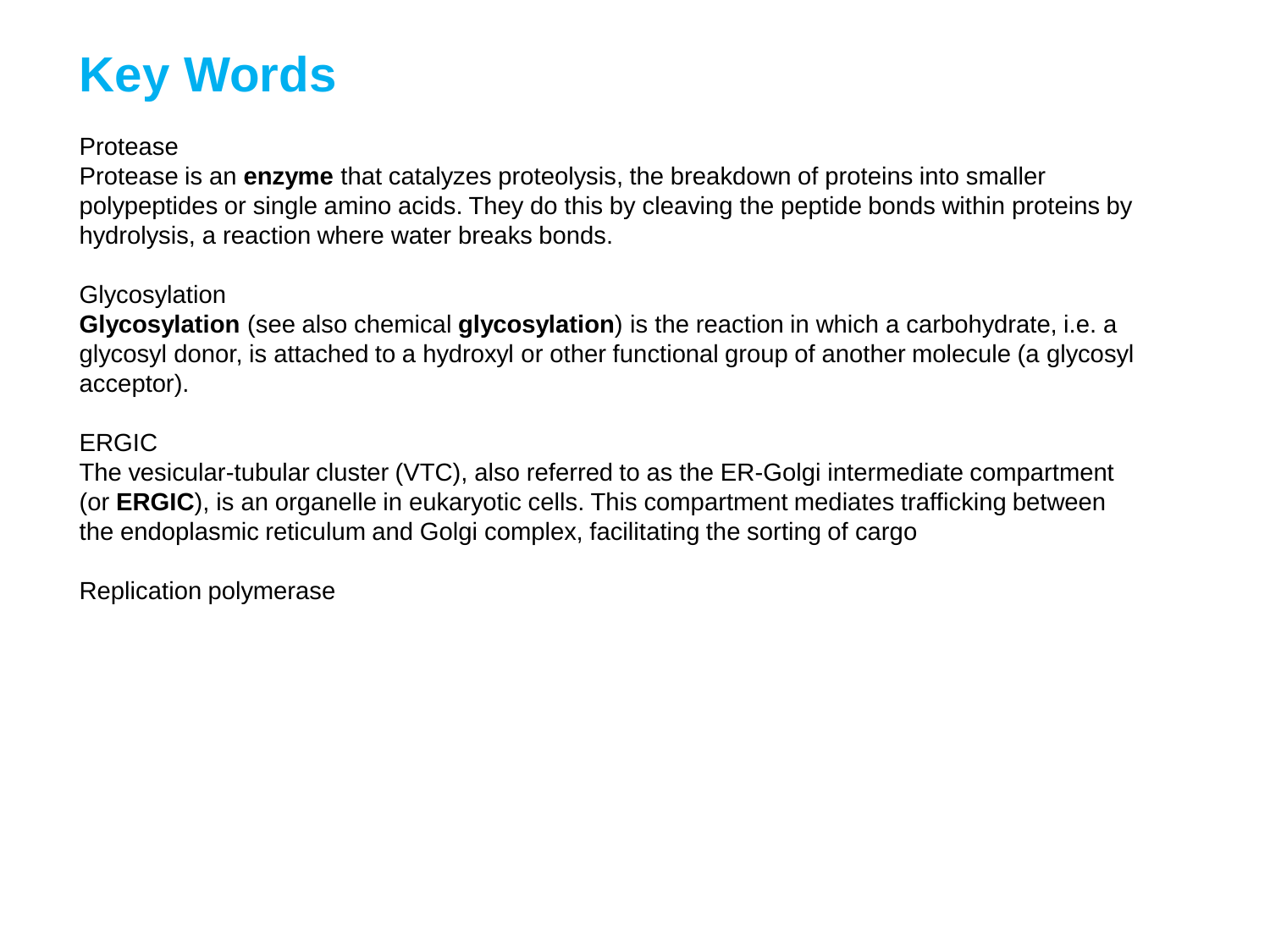# Key Words

Protease

Protease is an **enzyme** that catalyzes proteolysis, the breakdown of proteins into smaller polypeptides or single amino acids. They do this by cleaving the peptide bonds within proteins by hydrolysis, a reaction where water breaks bonds.

Glycosylation

**Glycosylation** (see also chemical **glycosylation**) is the reaction in which a carbohydrate, i.e. a glycosyl donor, is attached to a hydroxyl or other functional group of another molecule (a glycosyl acceptor).

ERGIC

The vesicular-tubular cluster (VTC), also referred to as the ER-Golgi intermediate compartment (or **ERGIC**), is an organelle in eukaryotic cells. This compartment mediates trafficking between the endoplasmic reticulum and Golgi complex, facilitating the sorting of cargo

Replication polymerase